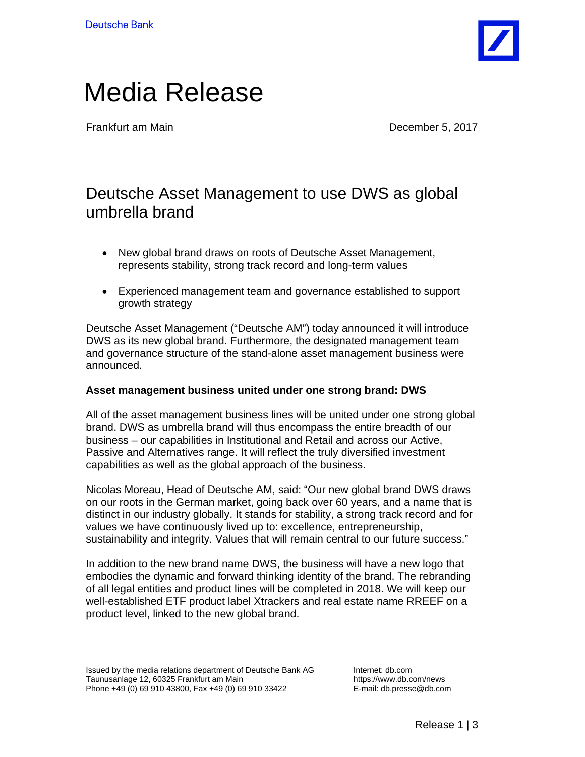Deutsche Bank

# Media Release

Frankfurt am Main December 5, 2017

## Deutsche Asset Management to use DWS as global umbrella brand

- New global brand draws on roots of Deutsche Asset Management, represents stability, strong track record and long-term values
- Experienced management team and governance established to support growth strategy

Deutsche Asset Management ("Deutsche AM") today announced it will introduce DWS as its new global brand. Furthermore, the designated management team and governance structure of the stand-alone asset management business were announced.

**Asset management business united under one strong brand: DWS**

All of the asset management business lines will be united under one strong global brand. DWS as umbrella brand will thus encompass the entire breadth of our business – our capabilities in Institutional and Retail and across our Active, Passive and Alternatives range. It will reflect the truly diversified investment capabilities as well as the global approach of the business.

Nicolas Moreau, Head of Deutsche AM, said: "Our new global brand DWS draws on our roots in the German market, going back over 60 years, and a name that is distinct in our industry globally. It stands for stability, a strong track record and for values we have continuously lived up to: excellence, entrepreneurship, sustainability and integrity. Values that will remain central to our future success."

In addition to the new brand name DWS, the business will have a new logo that embodies the dynamic and forward thinking identity of the brand. The rebranding of all legal entities and product lines will be completed in 2018. We will keep our well-established ETF product label Xtrackers and real estate name RREEF on a product level, linked to the new global brand.

Issued by the media relations department of Deutsche Bank AG
Taunusanlage 12, 60325 Frankfurt am Main
Phone +49 (0) 69 910 43800, Fax +49 (0) 69 910 33422

Internet: db.com
https://www.db.com/news
E-mail: db.presse@db.com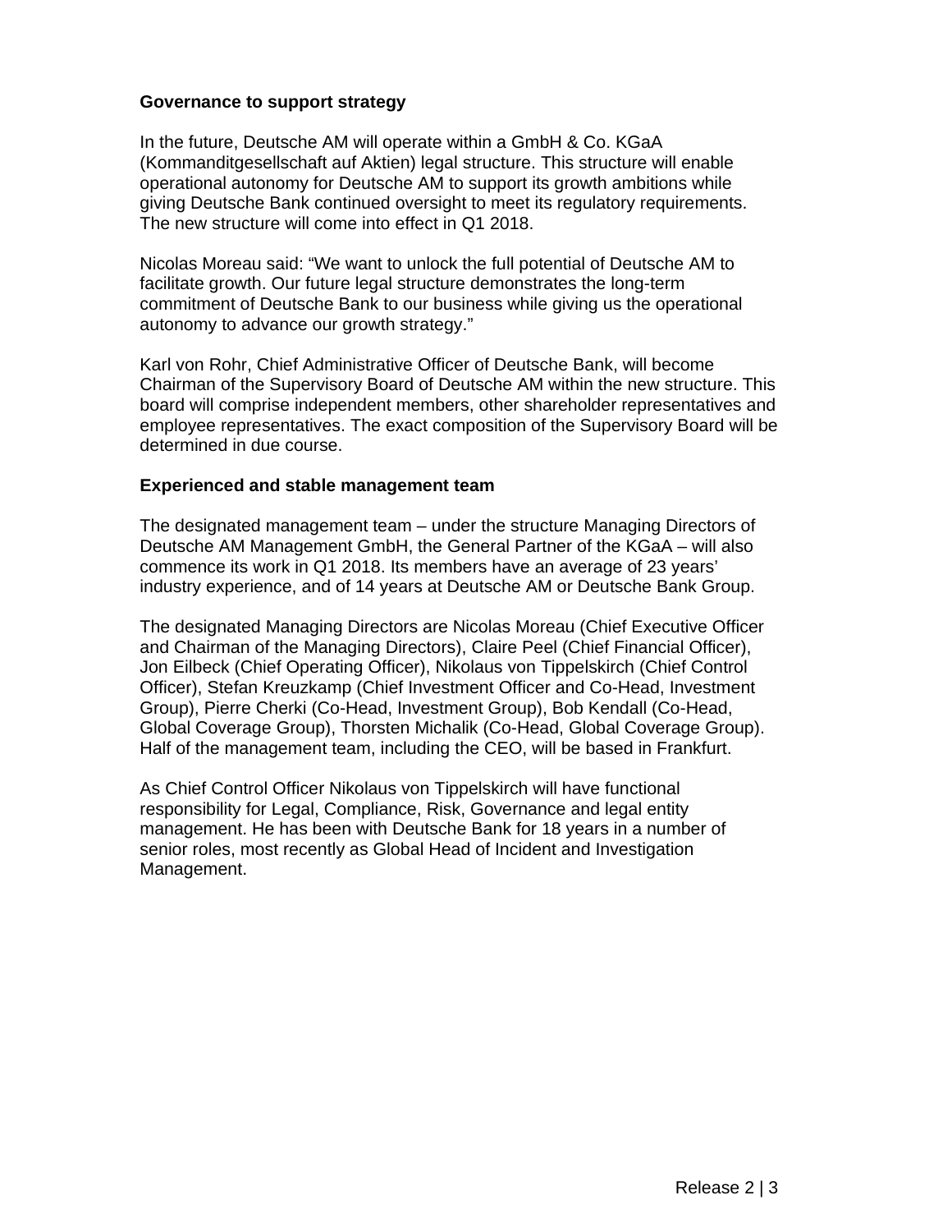**Governance to support strategy**

In the future, Deutsche AM will operate within a GmbH & Co. KGaA (Kommanditgesellschaft auf Aktien) legal structure. This structure will enable operational autonomy for Deutsche AM to support its growth ambitions while giving Deutsche Bank continued oversight to meet its regulatory requirements. The new structure will come into effect in Q1 2018.

Nicolas Moreau said: “We want to unlock the full potential of Deutsche AM to facilitate growth. Our future legal structure demonstrates the long-term commitment of Deutsche Bank to our business while giving us the operational autonomy to advance our growth strategy.”

Karl von Rohr, Chief Administrative Officer of Deutsche Bank, will become Chairman of the Supervisory Board of Deutsche AM within the new structure. This board will comprise independent members, other shareholder representatives and employee representatives. The exact composition of the Supervisory Board will be determined in due course.

**Experienced and stable management team**

The designated management team – under the structure Managing Directors of Deutsche AM Management GmbH, the General Partner of the KGaA – will also commence its work in Q1 2018. Its members have an average of 23 years’ industry experience, and of 14 years at Deutsche AM or Deutsche Bank Group.

The designated Managing Directors are Nicolas Moreau (Chief Executive Officer and Chairman of the Managing Directors), Claire Peel (Chief Financial Officer), Jon Eilbeck (Chief Operating Officer), Nikolaus von Tippelskirch (Chief Control Officer), Stefan Kreuzkamp (Chief Investment Officer and Co-Head, Investment Group), Pierre Cherki (Co-Head, Investment Group), Bob Kendall (Co-Head, Global Coverage Group), Thorsten Michalik (Co-Head, Global Coverage Group). Half of the management team, including the CEO, will be based in Frankfurt.

As Chief Control Officer Nikolaus von Tippelskirch will have functional responsibility for Legal, Compliance, Risk, Governance and legal entity management. He has been with Deutsche Bank for 18 years in a number of senior roles, most recently as Global Head of Incident and Investigation Management.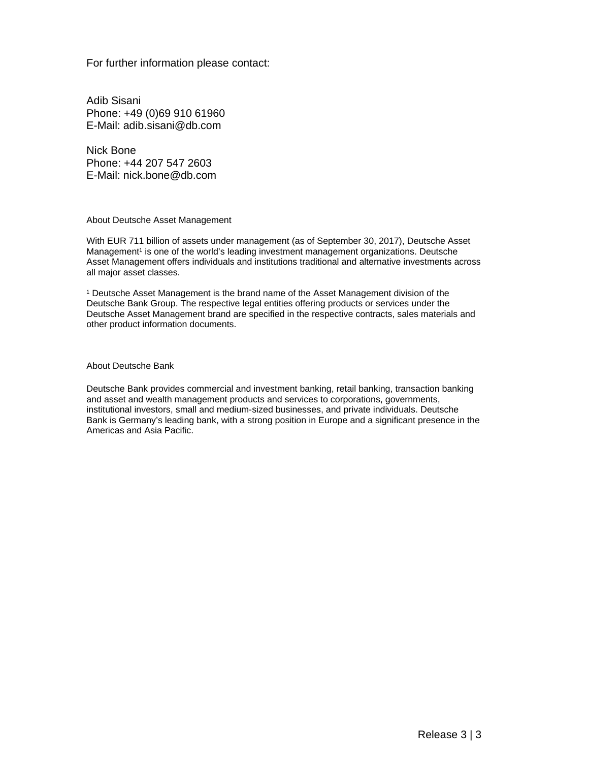For further information please contact:

Adib Sisani
Phone: +49 (0)69 910 61960
E-Mail: adib.sisani@db.com

Nick Bone
Phone: +44 207 547 2603
E-Mail: nick.bone@db.com

### About Deutsche Asset Management

With EUR 711 billion of assets under management (as of September 30, 2017), Deutsche Asset Management[1] is one of the world's leading investment management organizations. Deutsche Asset Management offers individuals and institutions traditional and alternative investments across all major asset classes.

[1] Deutsche Asset Management is the brand name of the Asset Management division of the Deutsche Bank Group. The respective legal entities offering products or services under the Deutsche Asset Management brand are specified in the respective contracts, sales materials and other product information documents.

### About Deutsche Bank

Deutsche Bank provides commercial and investment banking, retail banking, transaction banking and asset and wealth management products and services to corporations, governments, institutional investors, small and medium-sized businesses, and private individuals. Deutsche Bank is Germany's leading bank, with a strong position in Europe and a significant presence in the Americas and Asia Pacific.